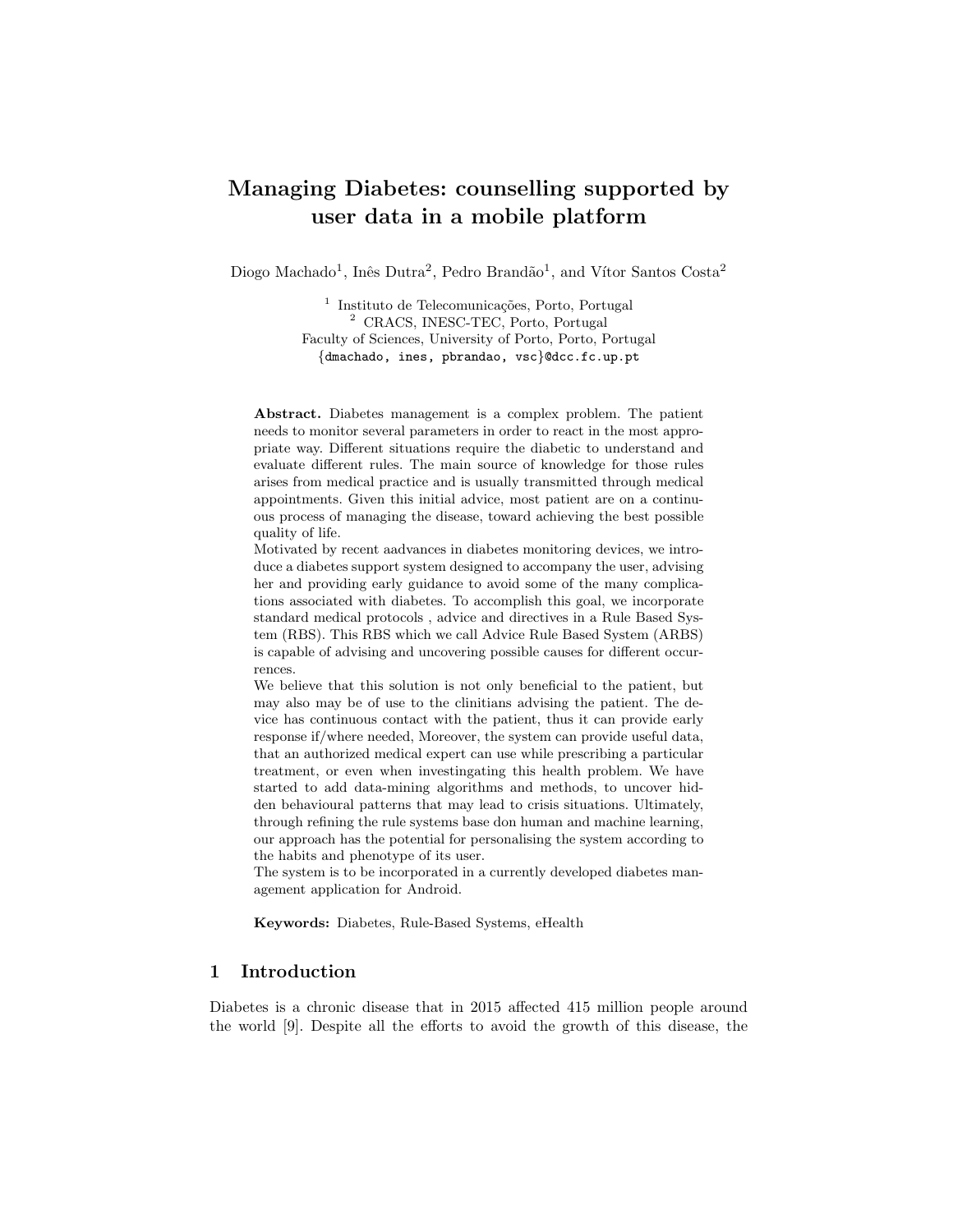# Managing Diabetes: counselling supported by user data in a mobile platform

Diogo Machado[1], Inês Dutra[2], Pedro Brandão[1], and Vítor Santos Costa[2]

[1] Instituto de Telecomunicações, Porto, Portugal
[2] CRACS, INESC-TEC, Porto, Portugal
Faculty of Sciences, University of Porto, Porto, Portugal
{dmachado, ines, pbrandao, vsc}@dcc.fc.up.pt

**Abstract.** Diabetes management is a complex problem. The patient needs to monitor several parameters in order to react in the most appropriate way. Different situations require the diabetic to understand and evaluate different rules. The main source of knowledge for those rules arises from medical practice and is usually transmitted through medical appointments. Given this initial advice, most patient are on a continuous process of managing the disease, toward achieving the best possible quality of life.

Motivated by recent aadvances in diabetes monitoring devices, we introduce a diabetes support system designed to accompany the user, advising her and providing early guidance to avoid some of the many complications associated with diabetes. To accomplish this goal, we incorporate standard medical protocols , advice and directives in a Rule Based System (RBS). This RBS which we call Advice Rule Based System (ARBS) is capable of advising and uncovering possible causes for different occurrences.

We believe that this solution is not only beneficial to the patient, but may also may be of use to the clinitians advising the patient. The device has continuous contact with the patient, thus it can provide early response if/where needed, Moreover, the system can provide useful data, that an authorized medical expert can use while prescribing a particular treatment, or even when investingating this health problem. We have started to add data-mining algorithms and methods, to uncover hidden behavioural patterns that may lead to crisis situations. Ultimately, through refining the rule systems base don human and machine learning, our approach has the potential for personalising the system according to the habits and phenotype of its user.

The system is to be incorporated in a currently developed diabetes management application for Android.

**Keywords:** Diabetes, Rule-Based Systems, eHealth

## 1 Introduction

Diabetes is a chronic disease that in 2015 affected 415 million people around the world [9]. Despite all the efforts to avoid the growth of this disease, the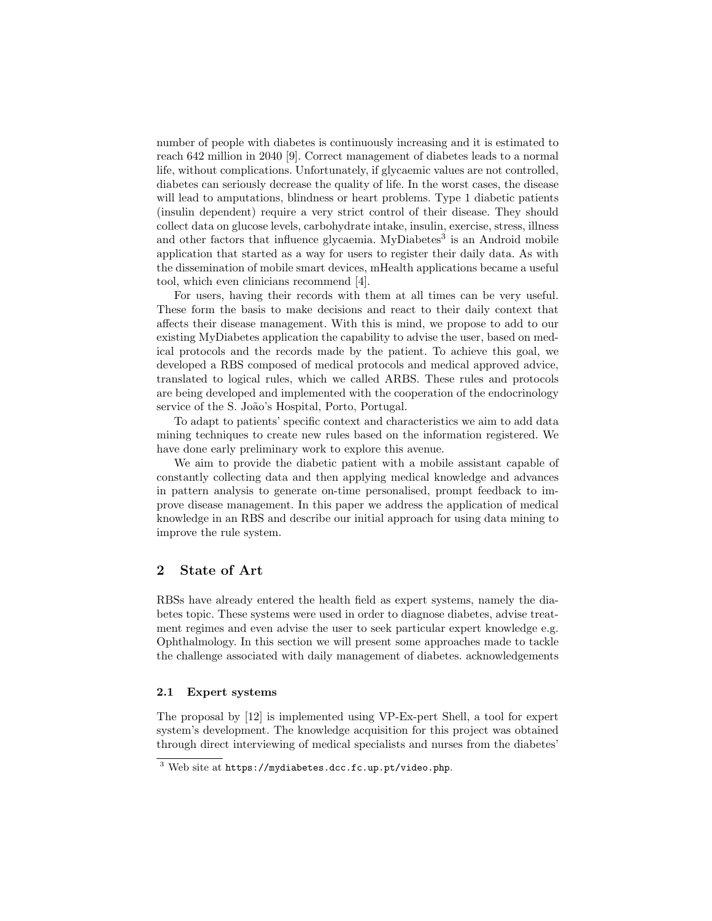number of people with diabetes is continuously increasing and it is estimated to reach 642 million in 2040 [9]. Correct management of diabetes leads to a normal life, without complications. Unfortunately, if glycaemic values are not controlled, diabetes can seriously decrease the quality of life. In the worst cases, the disease will lead to amputations, blindness or heart problems. Type 1 diabetic patients (insulin dependent) require a very strict control of their disease. They should collect data on glucose levels, carbohydrate intake, insulin, exercise, stress, illness and other factors that influence glycaemia. MyDiabetes[3] is an Android mobile application that started as a way for users to register their daily data. As with the dissemination of mobile smart devices, mHealth applications became a useful tool, which even clinicians recommend [4].

For users, having their records with them at all times can be very useful. These form the basis to make decisions and react to their daily context that affects their disease management. With this is mind, we propose to add to our existing MyDiabetes application the capability to advise the user, based on medical protocols and the records made by the patient. To achieve this goal, we developed a RBS composed of medical protocols and medical approved advice, translated to logical rules, which we called ARBS. These rules and protocols are being developed and implemented with the cooperation of the endocrinology service of the S. João's Hospital, Porto, Portugal.

To adapt to patients' specific context and characteristics we aim to add data mining techniques to create new rules based on the information registered. We have done early preliminary work to explore this avenue.

We aim to provide the diabetic patient with a mobile assistant capable of constantly collecting data and then applying medical knowledge and advances in pattern analysis to generate on-time personalised, prompt feedback to improve disease management. In this paper we address the application of medical knowledge in an RBS and describe our initial approach for using data mining to improve the rule system.

## 2 State of Art

RBSs have already entered the health field as expert systems, namely the diabetes topic. These systems were used in order to diagnose diabetes, advise treatment regimes and even advise the user to seek particular expert knowledge e.g. Ophthalmology. In this section we will present some approaches made to tackle the challenge associated with daily management of diabetes. acknowledgements

### 2.1 Expert systems

The proposal by [12] is implemented using VP-Ex-pert Shell, a tool for expert system's development. The knowledge acquisition for this project was obtained through direct interviewing of medical specialists and nurses from the diabetes'

[3] Web site at `https://mydiabetes.dcc.fc.up.pt/video.php`.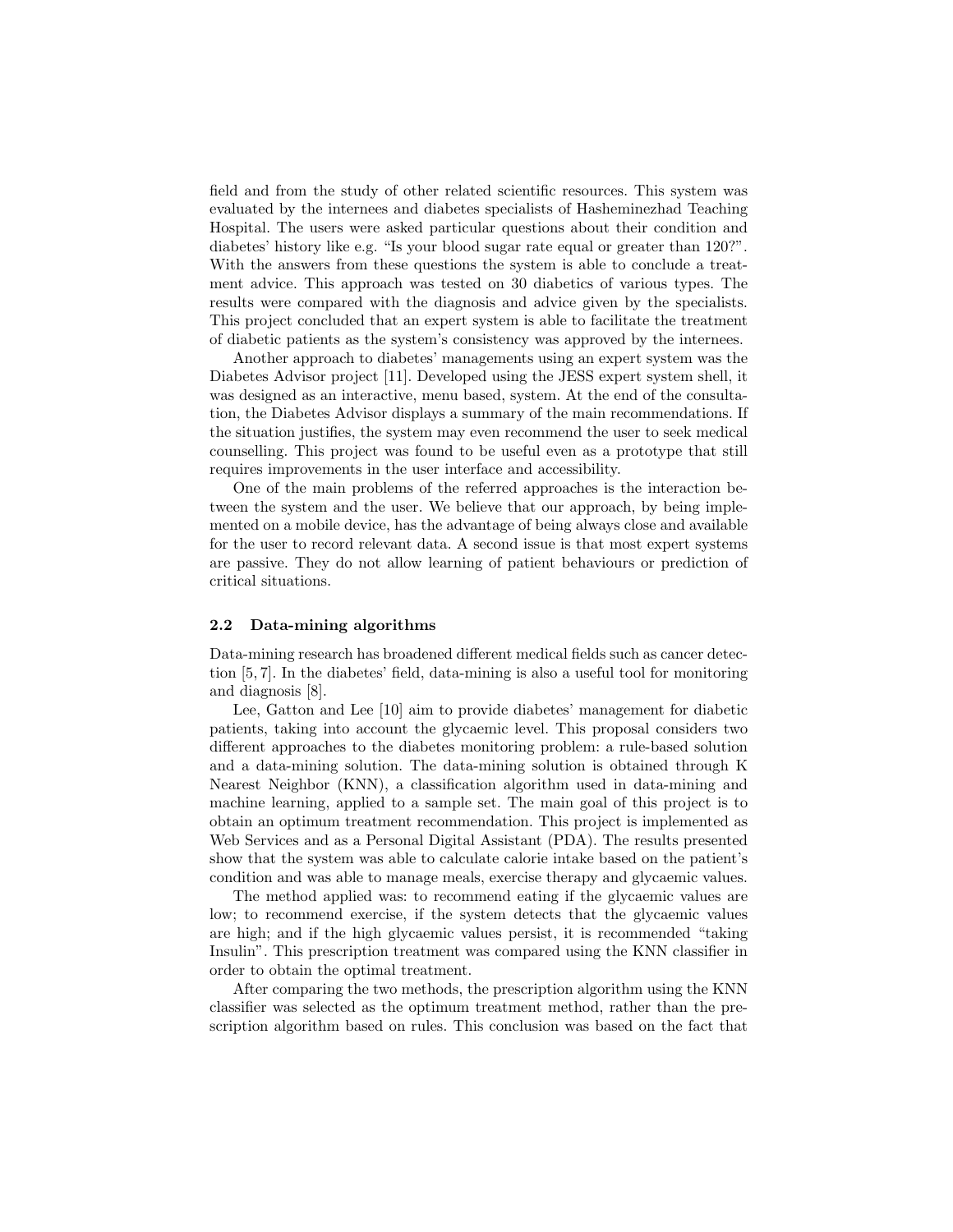field and from the study of other related scientific resources. This system was evaluated by the internees and diabetes specialists of Hasheminezhad Teaching Hospital. The users were asked particular questions about their condition and diabetes' history like e.g. "Is your blood sugar rate equal or greater than 120?". With the answers from these questions the system is able to conclude a treatment advice. This approach was tested on 30 diabetics of various types. The results were compared with the diagnosis and advice given by the specialists. This project concluded that an expert system is able to facilitate the treatment of diabetic patients as the system's consistency was approved by the internees.

Another approach to diabetes' managements using an expert system was the Diabetes Advisor project [11]. Developed using the JESS expert system shell, it was designed as an interactive, menu based, system. At the end of the consultation, the Diabetes Advisor displays a summary of the main recommendations. If the situation justifies, the system may even recommend the user to seek medical counselling. This project was found to be useful even as a prototype that still requires improvements in the user interface and accessibility.

One of the main problems of the referred approaches is the interaction between the system and the user. We believe that our approach, by being implemented on a mobile device, has the advantage of being always close and available for the user to record relevant data. A second issue is that most expert systems are passive. They do not allow learning of patient behaviours or prediction of critical situations.

### 2.2 Data-mining algorithms

Data-mining research has broadened different medical fields such as cancer detection [5, 7]. In the diabetes' field, data-mining is also a useful tool for monitoring and diagnosis [8].

Lee, Gatton and Lee [10] aim to provide diabetes' management for diabetic patients, taking into account the glycaemic level. This proposal considers two different approaches to the diabetes monitoring problem: a rule-based solution and a data-mining solution. The data-mining solution is obtained through K Nearest Neighbor (KNN), a classification algorithm used in data-mining and machine learning, applied to a sample set. The main goal of this project is to obtain an optimum treatment recommendation. This project is implemented as Web Services and as a Personal Digital Assistant (PDA). The results presented show that the system was able to calculate calorie intake based on the patient's condition and was able to manage meals, exercise therapy and glycaemic values.

The method applied was: to recommend eating if the glycaemic values are low; to recommend exercise, if the system detects that the glycaemic values are high; and if the high glycaemic values persist, it is recommended "taking Insulin". This prescription treatment was compared using the KNN classifier in order to obtain the optimal treatment.

After comparing the two methods, the prescription algorithm using the KNN classifier was selected as the optimum treatment method, rather than the prescription algorithm based on rules. This conclusion was based on the fact that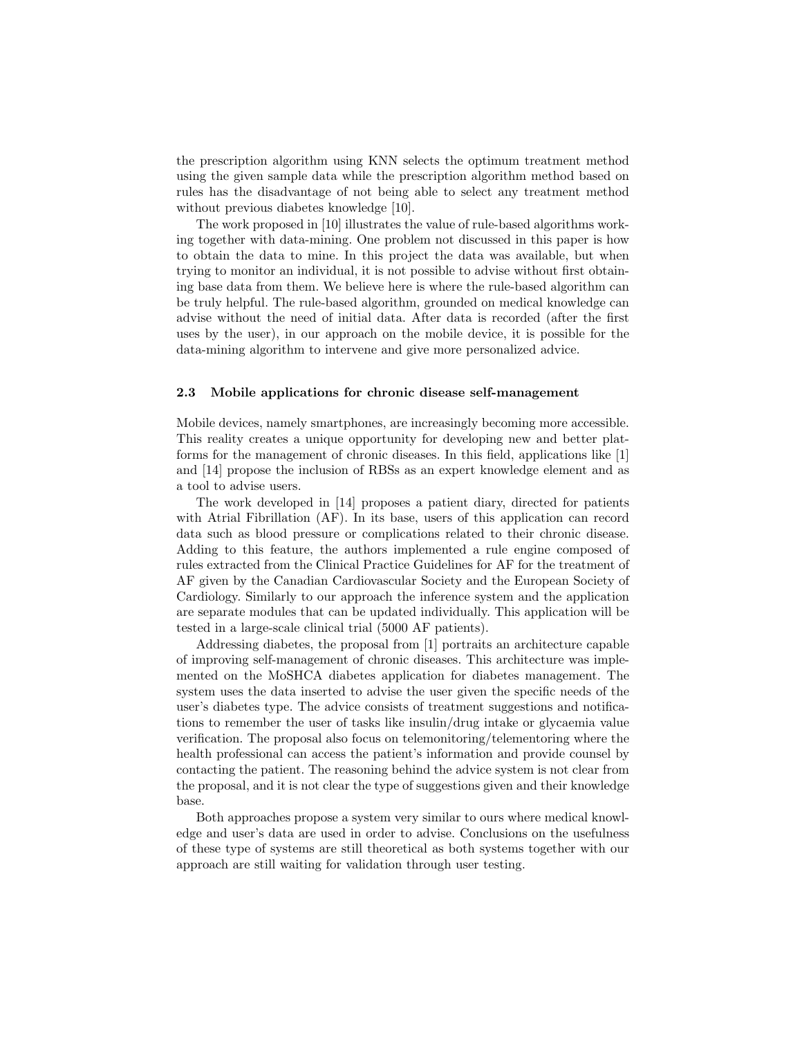the prescription algorithm using KNN selects the optimum treatment method using the given sample data while the prescription algorithm method based on rules has the disadvantage of not being able to select any treatment method without previous diabetes knowledge [10].

The work proposed in [10] illustrates the value of rule-based algorithms working together with data-mining. One problem not discussed in this paper is how to obtain the data to mine. In this project the data was available, but when trying to monitor an individual, it is not possible to advise without first obtaining base data from them. We believe here is where the rule-based algorithm can be truly helpful. The rule-based algorithm, grounded on medical knowledge can advise without the need of initial data. After data is recorded (after the first uses by the user), in our approach on the mobile device, it is possible for the data-mining algorithm to intervene and give more personalized advice.

### 2.3 Mobile applications for chronic disease self-management

Mobile devices, namely smartphones, are increasingly becoming more accessible. This reality creates a unique opportunity for developing new and better platforms for the management of chronic diseases. In this field, applications like [1] and [14] propose the inclusion of RBSs as an expert knowledge element and as a tool to advise users.

The work developed in [14] proposes a patient diary, directed for patients with Atrial Fibrillation (AF). In its base, users of this application can record data such as blood pressure or complications related to their chronic disease. Adding to this feature, the authors implemented a rule engine composed of rules extracted from the Clinical Practice Guidelines for AF for the treatment of AF given by the Canadian Cardiovascular Society and the European Society of Cardiology. Similarly to our approach the inference system and the application are separate modules that can be updated individually. This application will be tested in a large-scale clinical trial (5000 AF patients).

Addressing diabetes, the proposal from [1] portraits an architecture capable of improving self-management of chronic diseases. This architecture was implemented on the MoSHCA diabetes application for diabetes management. The system uses the data inserted to advise the user given the specific needs of the user's diabetes type. The advice consists of treatment suggestions and notifications to remember the user of tasks like insulin/drug intake or glycaemia value verification. The proposal also focus on telemonitoring/telementoring where the health professional can access the patient's information and provide counsel by contacting the patient. The reasoning behind the advice system is not clear from the proposal, and it is not clear the type of suggestions given and their knowledge base.

Both approaches propose a system very similar to ours where medical knowledge and user's data are used in order to advise. Conclusions on the usefulness of these type of systems are still theoretical as both systems together with our approach are still waiting for validation through user testing.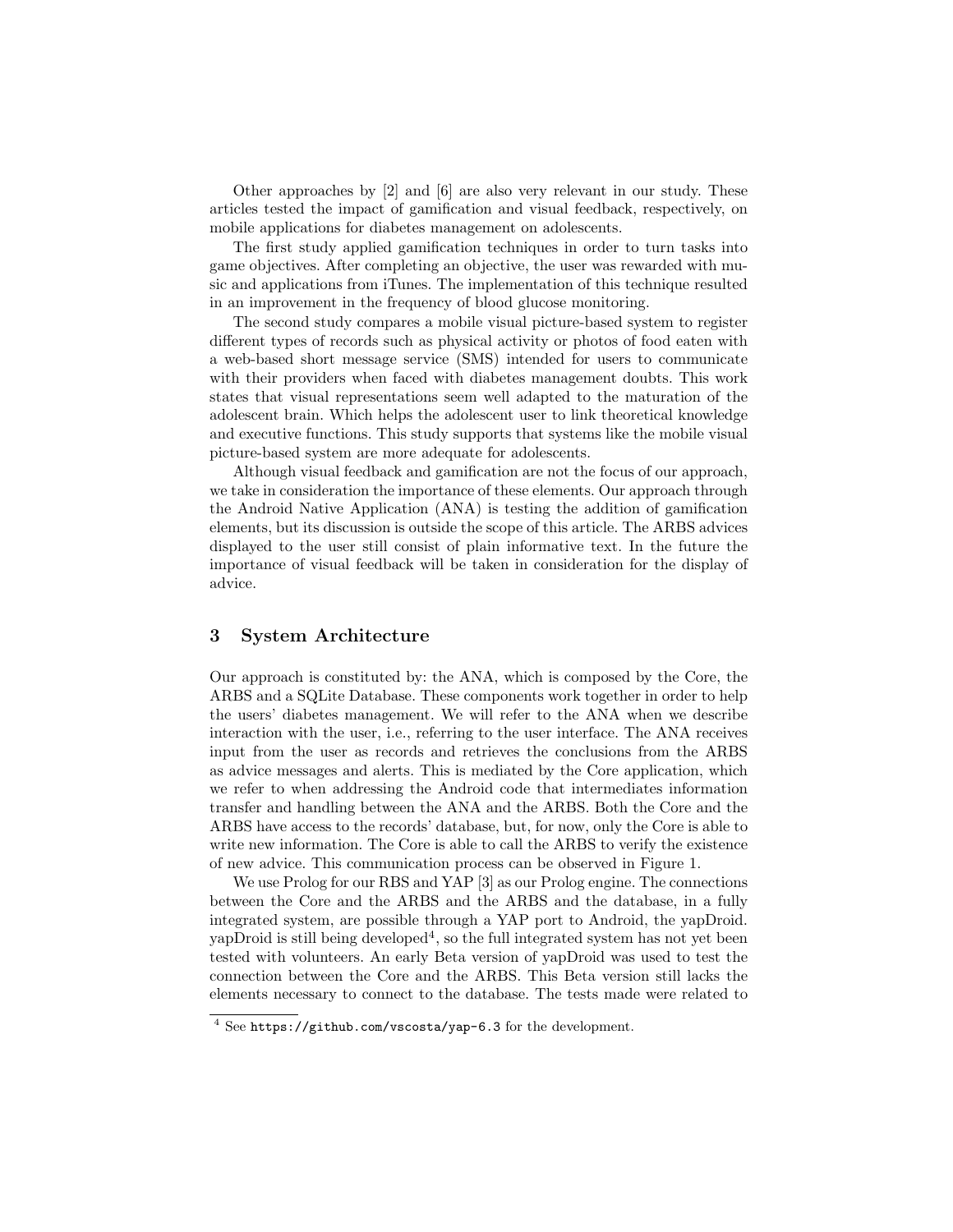Other approaches by [2] and [6] are also very relevant in our study. These articles tested the impact of gamification and visual feedback, respectively, on mobile applications for diabetes management on adolescents.

The first study applied gamification techniques in order to turn tasks into game objectives. After completing an objective, the user was rewarded with music and applications from iTunes. The implementation of this technique resulted in an improvement in the frequency of blood glucose monitoring.

The second study compares a mobile visual picture-based system to register different types of records such as physical activity or photos of food eaten with a web-based short message service (SMS) intended for users to communicate with their providers when faced with diabetes management doubts. This work states that visual representations seem well adapted to the maturation of the adolescent brain. Which helps the adolescent user to link theoretical knowledge and executive functions. This study supports that systems like the mobile visual picture-based system are more adequate for adolescents.

Although visual feedback and gamification are not the focus of our approach, we take in consideration the importance of these elements. Our approach through the Android Native Application (ANA) is testing the addition of gamification elements, but its discussion is outside the scope of this article. The ARBS advices displayed to the user still consist of plain informative text. In the future the importance of visual feedback will be taken in consideration for the display of advice.

## 3 System Architecture

Our approach is constituted by: the ANA, which is composed by the Core, the ARBS and a SQLite Database. These components work together in order to help the users' diabetes management. We will refer to the ANA when we describe interaction with the user, i.e., referring to the user interface. The ANA receives input from the user as records and retrieves the conclusions from the ARBS as advice messages and alerts. This is mediated by the Core application, which we refer to when addressing the Android code that intermediates information transfer and handling between the ANA and the ARBS. Both the Core and the ARBS have access to the records' database, but, for now, only the Core is able to write new information. The Core is able to call the ARBS to verify the existence of new advice. This communication process can be observed in Figure 1.

We use Prolog for our RBS and YAP [3] as our Prolog engine. The connections between the Core and the ARBS and the ARBS and the database, in a fully integrated system, are possible through a YAP port to Android, the yapDroid. yapDroid is still being developed[4], so the full integrated system has not yet been tested with volunteers. An early Beta version of yapDroid was used to test the connection between the Core and the ARBS. This Beta version still lacks the elements necessary to connect to the database. The tests made were related to

[4] See https://github.com/vscosta/yap-6.3 for the development.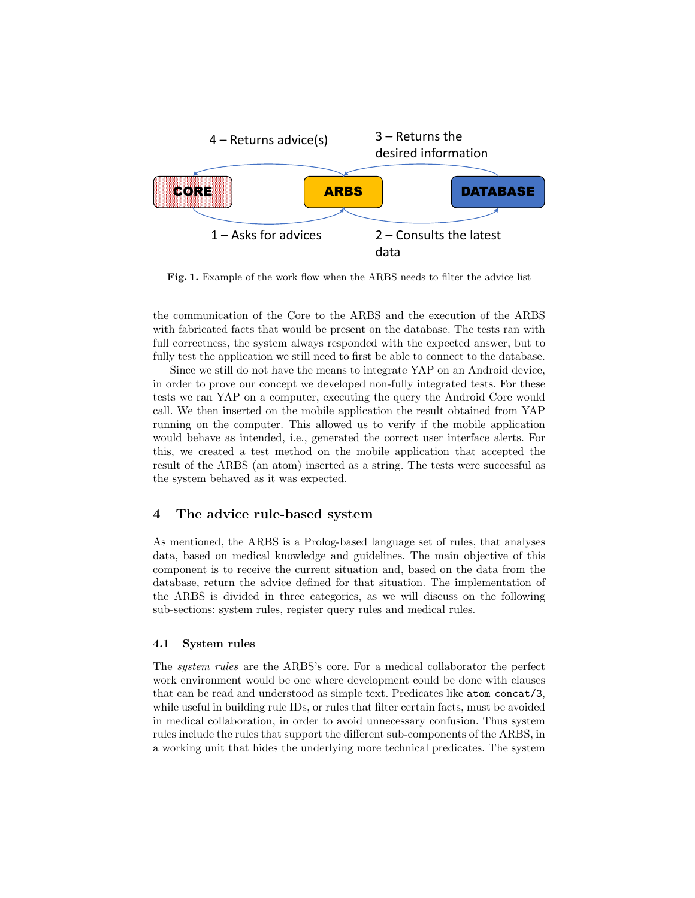4 – Returns advice(s)

3 – Returns the desired information

CORE

ARBS

DATABASE

1 – Asks for advices

2 – Consults the latest data

**Fig. 1.** Example of the work flow when the ARBS needs to filter the advice list

the communication of the Core to the ARBS and the execution of the ARBS with fabricated facts that would be present on the database. The tests ran with full correctness, the system always responded with the expected answer, but to fully test the application we still need to first be able to connect to the database.

Since we still do not have the means to integrate YAP on an Android device, in order to prove our concept we developed non-fully integrated tests. For these tests we ran YAP on a computer, executing the query the Android Core would call. We then inserted on the mobile application the result obtained from YAP running on the computer. This allowed us to verify if the mobile application would behave as intended, i.e., generated the correct user interface alerts. For this, we created a test method on the mobile application that accepted the result of the ARBS (an atom) inserted as a string. The tests were successful as the system behaved as it was expected.

## 4 The advice rule-based system

As mentioned, the ARBS is a Prolog-based language set of rules, that analyses data, based on medical knowledge and guidelines. The main objective of this component is to receive the current situation and, based on the data from the database, return the advice defined for that situation. The implementation of the ARBS is divided in three categories, as we will discuss on the following sub-sections: system rules, register query rules and medical rules.

### 4.1 System rules

The *system rules* are the ARBS's core. For a medical collaborator the perfect work environment would be one where development could be done with clauses that can be read and understood as simple text. Predicates like `atom_concat/3`, while useful in building rule IDs, or rules that filter certain facts, must be avoided in medical collaboration, in order to avoid unnecessary confusion. Thus system rules include the rules that support the different sub-components of the ARBS, in a working unit that hides the underlying more technical predicates. The system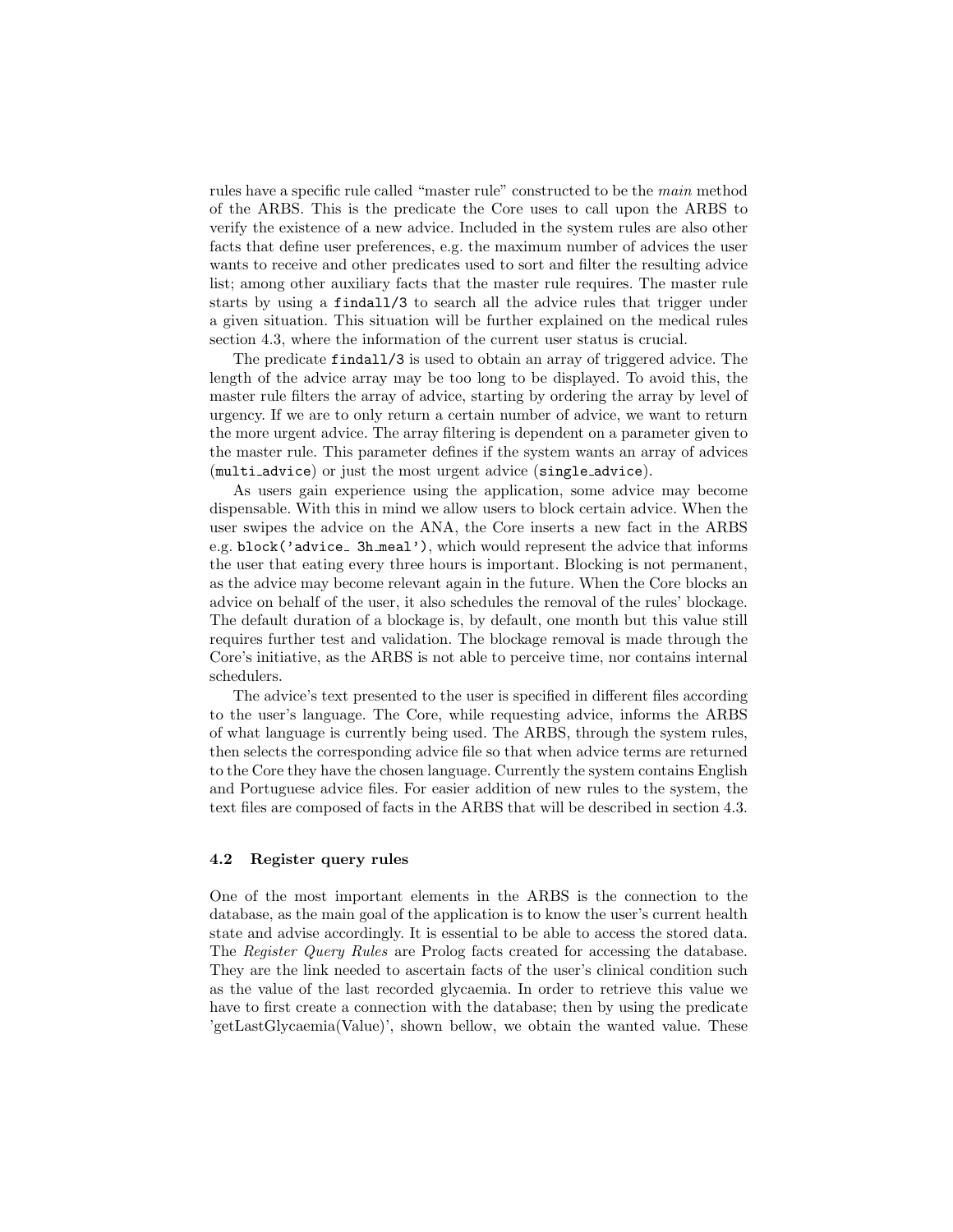rules have a specific rule called "master rule" constructed to be the *main* method of the ARBS. This is the predicate the Core uses to call upon the ARBS to verify the existence of a new advice. Included in the system rules are also other facts that define user preferences, e.g. the maximum number of advices the user wants to receive and other predicates used to sort and filter the resulting advice list; among other auxiliary facts that the master rule requires. The master rule starts by using a `findall/3` to search all the advice rules that trigger under a given situation. This situation will be further explained on the medical rules section 4.3, where the information of the current user status is crucial.

The predicate `findall/3` is used to obtain an array of triggered advice. The length of the advice array may be too long to be displayed. To avoid this, the master rule filters the array of advice, starting by ordering the array by level of urgency. If we are to only return a certain number of advice, we want to return the more urgent advice. The array filtering is dependent on a parameter given to the master rule. This parameter defines if the system wants an array of advices (`multi_advice`) or just the most urgent advice (`single_advice`).

As users gain experience using the application, some advice may become dispensable. With this in mind we allow users to block certain advice. When the user swipes the advice on the ANA, the Core inserts a new fact in the ARBS e.g. `block('advice_ 3h_meal')`, which would represent the advice that informs the user that eating every three hours is important. Blocking is not permanent, as the advice may become relevant again in the future. When the Core blocks an advice on behalf of the user, it also schedules the removal of the rules' blockage. The default duration of a blockage is, by default, one month but this value still requires further test and validation. The blockage removal is made through the Core's initiative, as the ARBS is not able to perceive time, nor contains internal schedulers.

The advice's text presented to the user is specified in different files according to the user's language. The Core, while requesting advice, informs the ARBS of what language is currently being used. The ARBS, through the system rules, then selects the corresponding advice file so that when advice terms are returned to the Core they have the chosen language. Currently the system contains English and Portuguese advice files. For easier addition of new rules to the system, the text files are composed of facts in the ARBS that will be described in section 4.3.

### 4.2 Register query rules

One of the most important elements in the ARBS is the connection to the database, as the main goal of the application is to know the user's current health state and advise accordingly. It is essential to be able to access the stored data. The *Register Query Rules* are Prolog facts created for accessing the database. They are the link needed to ascertain facts of the user's clinical condition such as the value of the last recorded glycaemia. In order to retrieve this value we have to first create a connection with the database; then by using the predicate 'getLastGlycaemia(Value)', shown bellow, we obtain the wanted value. These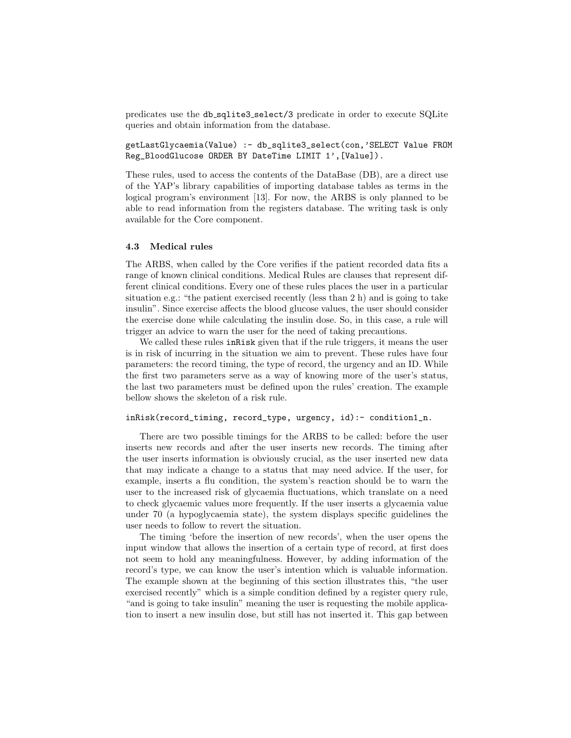predicates use the `db_sqlite3_select/3` predicate in order to execute SQLite queries and obtain information from the database.

```
getLastGlycaemia(Value) :- db_sqlite3_select(con,'SELECT Value FROM
Reg_BloodGlucose ORDER BY DateTime LIMIT 1',[Value]).
```

These rules, used to access the contents of the DataBase (DB), are a direct use of the YAP's library capabilities of importing database tables as terms in the logical program's environment [13]. For now, the ARBS is only planned to be able to read information from the registers database. The writing task is only available for the Core component.

### 4.3 Medical rules

The ARBS, when called by the Core verifies if the patient recorded data fits a range of known clinical conditions. Medical Rules are clauses that represent different clinical conditions. Every one of these rules places the user in a particular situation e.g.: "the patient exercised recently (less than 2 h) and is going to take insulin". Since exercise affects the blood glucose values, the user should consider the exercise done while calculating the insulin dose. So, in this case, a rule will trigger an advice to warn the user for the need of taking precautions.

We called these rules `inRisk` given that if the rule triggers, it means the user is in risk of incurring in the situation we aim to prevent. These rules have four parameters: the record timing, the type of record, the urgency and an ID. While the first two parameters serve as a way of knowing more of the user's status, the last two parameters must be defined upon the rules' creation. The example bellow shows the skeleton of a risk rule.

```
inRisk(record_timing, record_type, urgency, id):- condition1_n.
```

There are two possible timings for the ARBS to be called: before the user inserts new records and after the user inserts new records. The timing after the user inserts information is obviously crucial, as the user inserted new data that may indicate a change to a status that may need advice. If the user, for example, inserts a flu condition, the system's reaction should be to warn the user to the increased risk of glycaemia fluctuations, which translate on a need to check glycaemic values more frequently. If the user inserts a glycaemia value under 70 (a hypoglycaemia state), the system displays specific guidelines the user needs to follow to revert the situation.

The timing 'before the insertion of new records', when the user opens the input window that allows the insertion of a certain type of record, at first does not seem to hold any meaningfulness. However, by adding information of the record's type, we can know the user's intention which is valuable information. The example shown at the beginning of this section illustrates this, "the user exercised recently" which is a simple condition defined by a register query rule, "and is going to take insulin" meaning the user is requesting the mobile application to insert a new insulin dose, but still has not inserted it. This gap between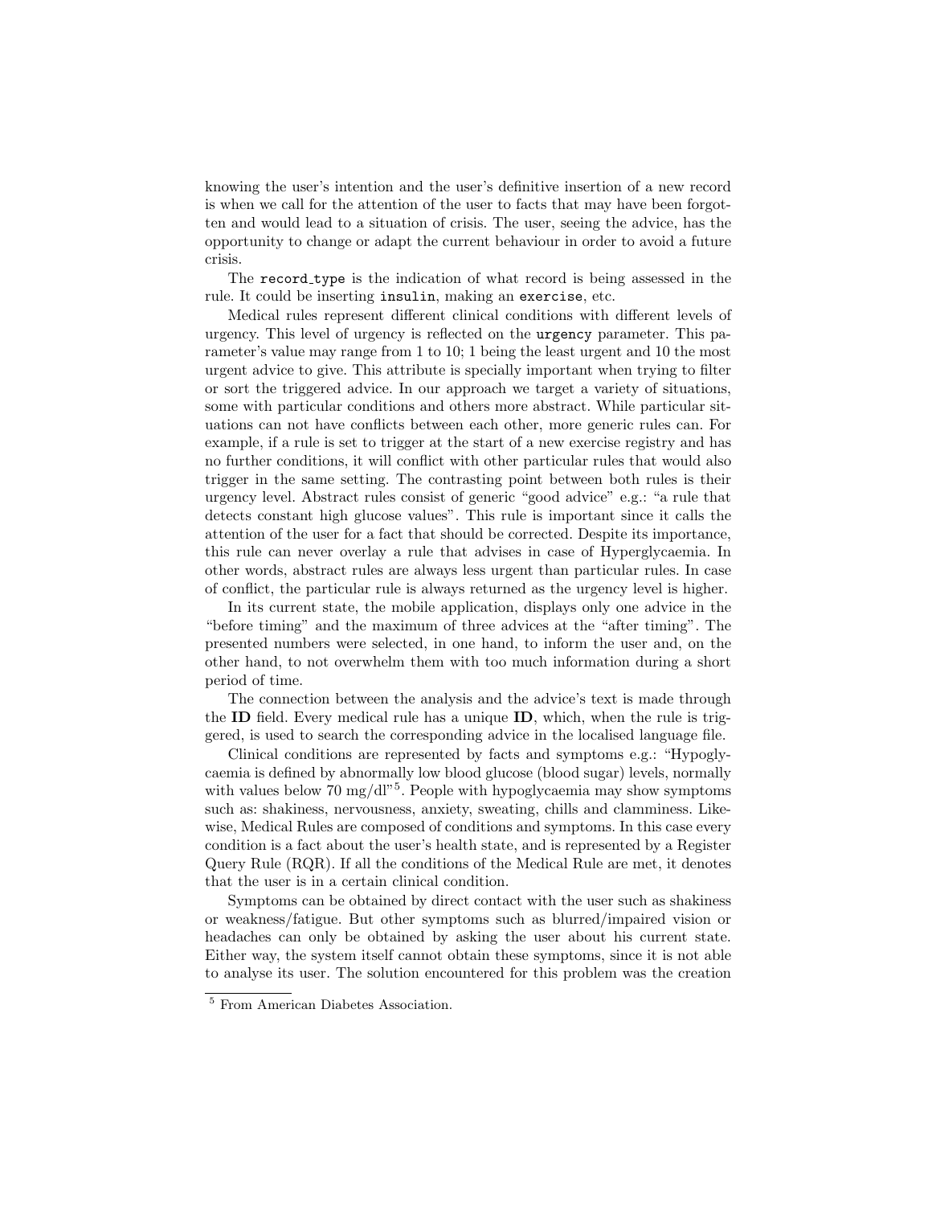knowing the user's intention and the user's definitive insertion of a new record is when we call for the attention of the user to facts that may have been forgotten and would lead to a situation of crisis. The user, seeing the advice, has the opportunity to change or adapt the current behaviour in order to avoid a future crisis.

The `record_type` is the indication of what record is being assessed in the rule. It could be inserting `insulin`, making an `exercise`, etc.

Medical rules represent different clinical conditions with different levels of urgency. This level of urgency is reflected on the `urgency` parameter. This parameter's value may range from 1 to 10; 1 being the least urgent and 10 the most urgent advice to give. This attribute is specially important when trying to filter or sort the triggered advice. In our approach we target a variety of situations, some with particular conditions and others more abstract. While particular situations can not have conflicts between each other, more generic rules can. For example, if a rule is set to trigger at the start of a new exercise registry and has no further conditions, it will conflict with other particular rules that would also trigger in the same setting. The contrasting point between both rules is their urgency level. Abstract rules consist of generic "good advice" e.g.: "a rule that detects constant high glucose values". This rule is important since it calls the attention of the user for a fact that should be corrected. Despite its importance, this rule can never overlay a rule that advises in case of Hyperglycaemia. In other words, abstract rules are always less urgent than particular rules. In case of conflict, the particular rule is always returned as the urgency level is higher.

In its current state, the mobile application, displays only one advice in the "before timing" and the maximum of three advices at the "after timing". The presented numbers were selected, in one hand, to inform the user and, on the other hand, to not overwhelm them with too much information during a short period of time.

The connection between the analysis and the advice's text is made through the **ID** field. Every medical rule has a unique **ID**, which, when the rule is triggered, is used to search the corresponding advice in the localised language file.

Clinical conditions are represented by facts and symptoms e.g.: "Hypoglycaemia is defined by abnormally low blood glucose (blood sugar) levels, normally with values below 70 mg/dl"[5]. People with hypoglycaemia may show symptoms such as: shakiness, nervousness, anxiety, sweating, chills and clamminess. Likewise, Medical Rules are composed of conditions and symptoms. In this case every condition is a fact about the user's health state, and is represented by a Register Query Rule (RQR). If all the conditions of the Medical Rule are met, it denotes that the user is in a certain clinical condition.

Symptoms can be obtained by direct contact with the user such as shakiness or weakness/fatigue. But other symptoms such as blurred/impaired vision or headaches can only be obtained by asking the user about his current state. Either way, the system itself cannot obtain these symptoms, since it is not able to analyse its user. The solution encountered for this problem was the creation

[5] From American Diabetes Association.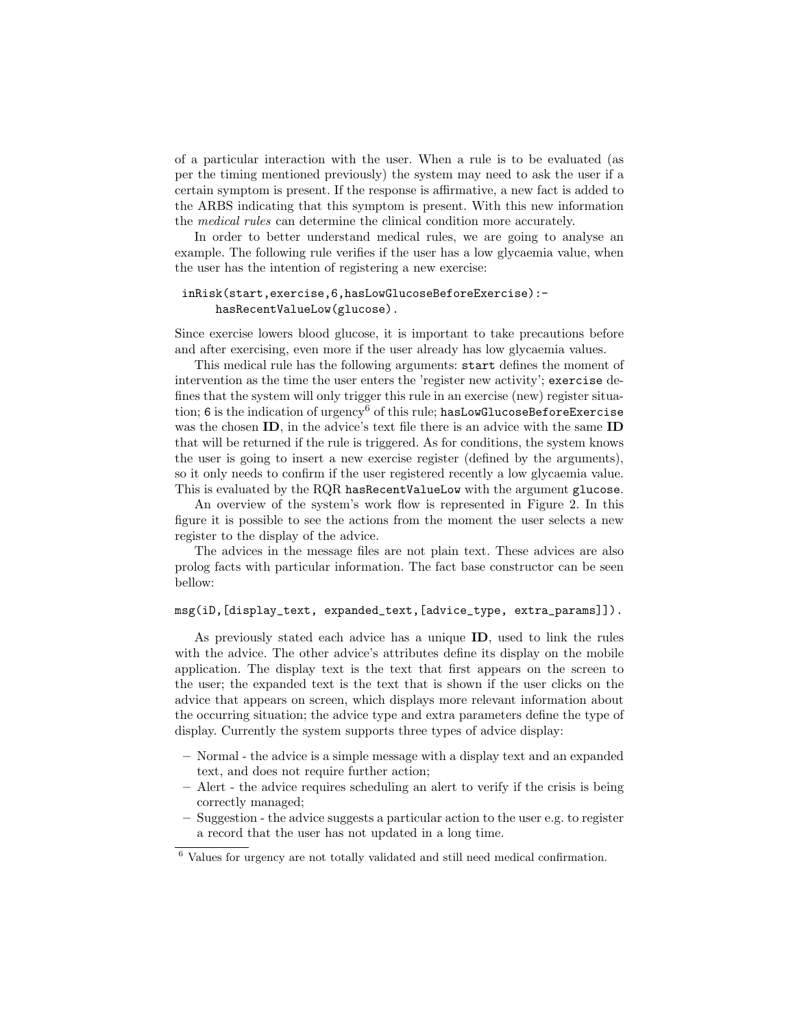of a particular interaction with the user. When a rule is to be evaluated (as per the timing mentioned previously) the system may need to ask the user if a certain symptom is present. If the response is affirmative, a new fact is added to the ARBS indicating that this symptom is present. With this new information the *medical rules* can determine the clinical condition more accurately.

In order to better understand medical rules, we are going to analyse an example. The following rule verifies if the user has a low glycaemia value, when the user has the intention of registering a new exercise:

```
inRisk(start,exercise,6,hasLowGlucoseBeforeExercise):-
    hasRecentValueLow(glucose).
```

Since exercise lowers blood glucose, it is important to take precautions before and after exercising, even more if the user already has low glycaemia values.

This medical rule has the following arguments: `start` defines the moment of intervention as the time the user enters the 'register new activity'; `exercise` defines that the system will only trigger this rule in an exercise (new) register situation; `6` is the indication of urgency[6] of this rule; `hasLowGlucoseBeforeExercise` was the chosen **ID**, in the advice's text file there is an advice with the same **ID** that will be returned if the rule is triggered. As for conditions, the system knows the user is going to insert a new exercise register (defined by the arguments), so it only needs to confirm if the user registered recently a low glycaemia value. This is evaluated by the RQR `hasRecentValueLow` with the argument `glucose`.

An overview of the system's work flow is represented in Figure 2. In this figure it is possible to see the actions from the moment the user selects a new register to the display of the advice.

The advices in the message files are not plain text. These advices are also prolog facts with particular information. The fact base constructor can be seen bellow:

```
msg(iD,[display_text, expanded_text,[advice_type, extra_params]]).
```

As previously stated each advice has a unique **ID**, used to link the rules with the advice. The other advice's attributes define its display on the mobile application. The display text is the text that first appears on the screen to the user; the expanded text is the text that is shown if the user clicks on the advice that appears on screen, which displays more relevant information about the occurring situation; the advice type and extra parameters define the type of display. Currently the system supports three types of advice display:

- Normal - the advice is a simple message with a display text and an expanded text, and does not require further action;
- Alert - the advice requires scheduling an alert to verify if the crisis is being correctly managed;
- Suggestion - the advice suggests a particular action to the user e.g. to register a record that the user has not updated in a long time.

[6] Values for urgency are not totally validated and still need medical confirmation.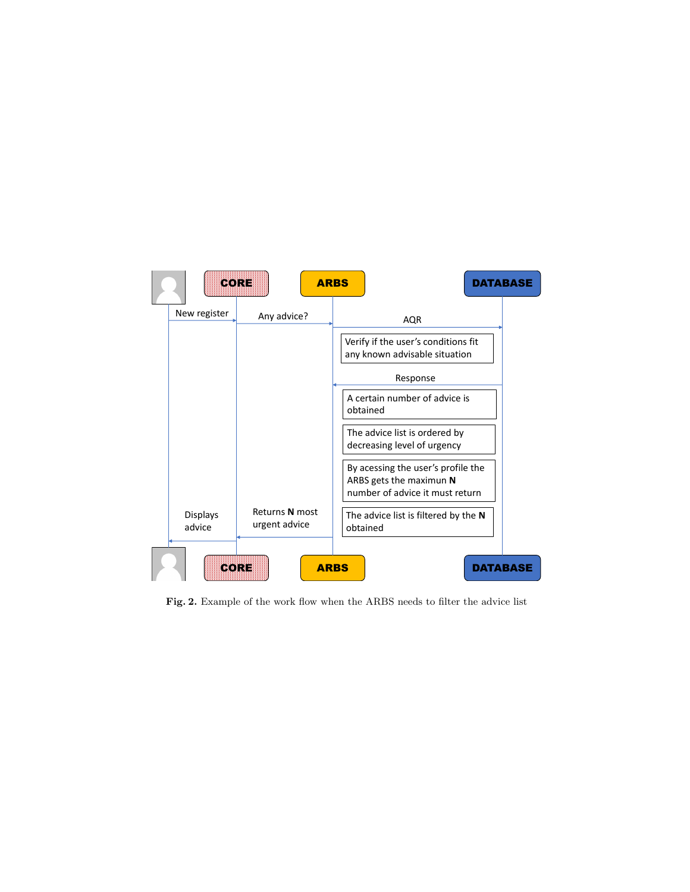Fig. 2. Example of the work flow when the ARBS needs to filter the advice list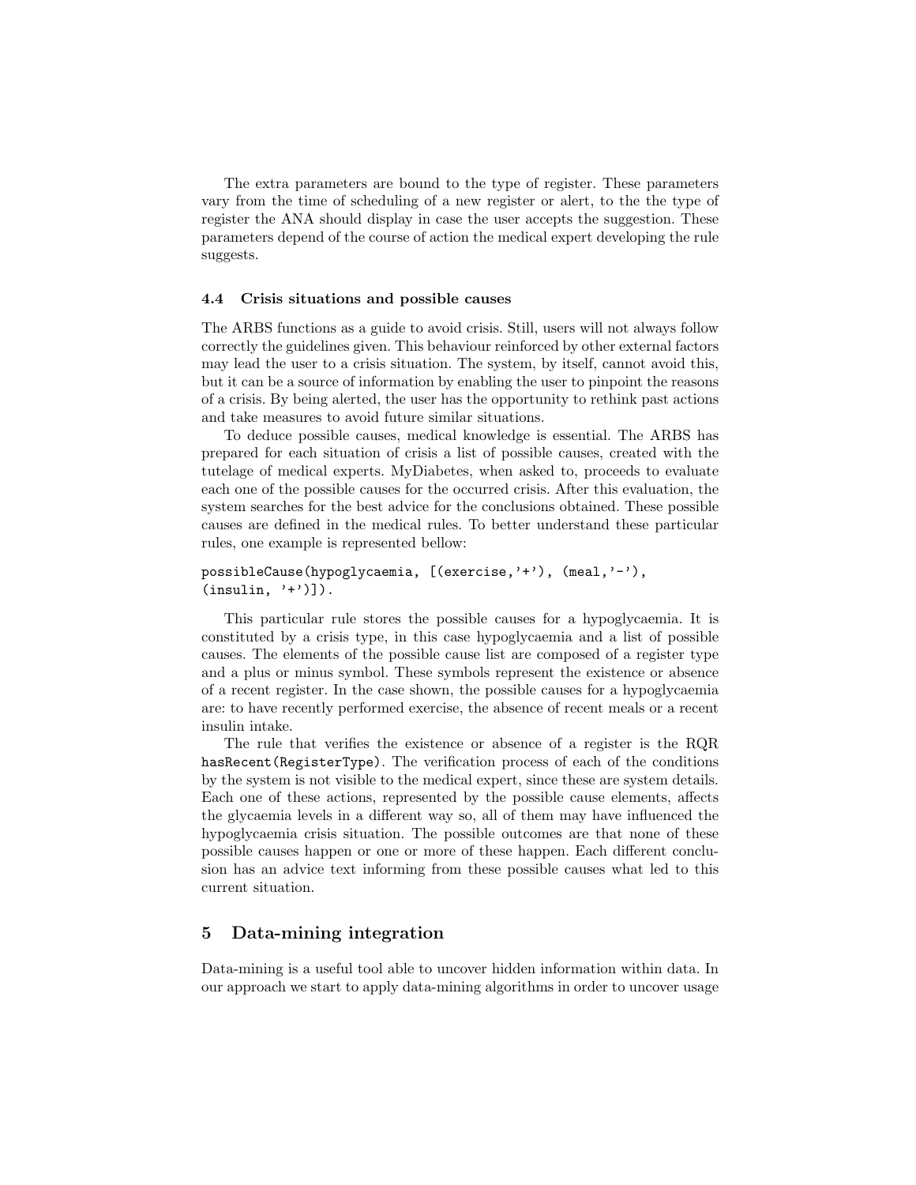The extra parameters are bound to the type of register. These parameters vary from the time of scheduling of a new register or alert, to the the type of register the ANA should display in case the user accepts the suggestion. These parameters depend of the course of action the medical expert developing the rule suggests.

### 4.4 Crisis situations and possible causes

The ARBS functions as a guide to avoid crisis. Still, users will not always follow correctly the guidelines given. This behaviour reinforced by other external factors may lead the user to a crisis situation. The system, by itself, cannot avoid this, but it can be a source of information by enabling the user to pinpoint the reasons of a crisis. By being alerted, the user has the opportunity to rethink past actions and take measures to avoid future similar situations.

To deduce possible causes, medical knowledge is essential. The ARBS has prepared for each situation of crisis a list of possible causes, created with the tutelage of medical experts. MyDiabetes, when asked to, proceeds to evaluate each one of the possible causes for the occurred crisis. After this evaluation, the system searches for the best advice for the conclusions obtained. These possible causes are defined in the medical rules. To better understand these particular rules, one example is represented bellow:

```
possibleCause(hypoglycaemia, [(exercise,'+'), (meal,'-'),
(insulin, '+')]).
```

This particular rule stores the possible causes for a hypoglycaemia. It is constituted by a crisis type, in this case hypoglycaemia and a list of possible causes. The elements of the possible cause list are composed of a register type and a plus or minus symbol. These symbols represent the existence or absence of a recent register. In the case shown, the possible causes for a hypoglycaemia are: to have recently performed exercise, the absence of recent meals or a recent insulin intake.

The rule that verifies the existence or absence of a register is the RQR `hasRecent(RegisterType)`. The verification process of each of the conditions by the system is not visible to the medical expert, since these are system details. Each one of these actions, represented by the possible cause elements, affects the glycaemia levels in a different way so, all of them may have influenced the hypoglycaemia crisis situation. The possible outcomes are that none of these possible causes happen or one or more of these happen. Each different conclusion has an advice text informing from these possible causes what led to this current situation.

## 5 Data-mining integration

Data-mining is a useful tool able to uncover hidden information within data. In our approach we start to apply data-mining algorithms in order to uncover usage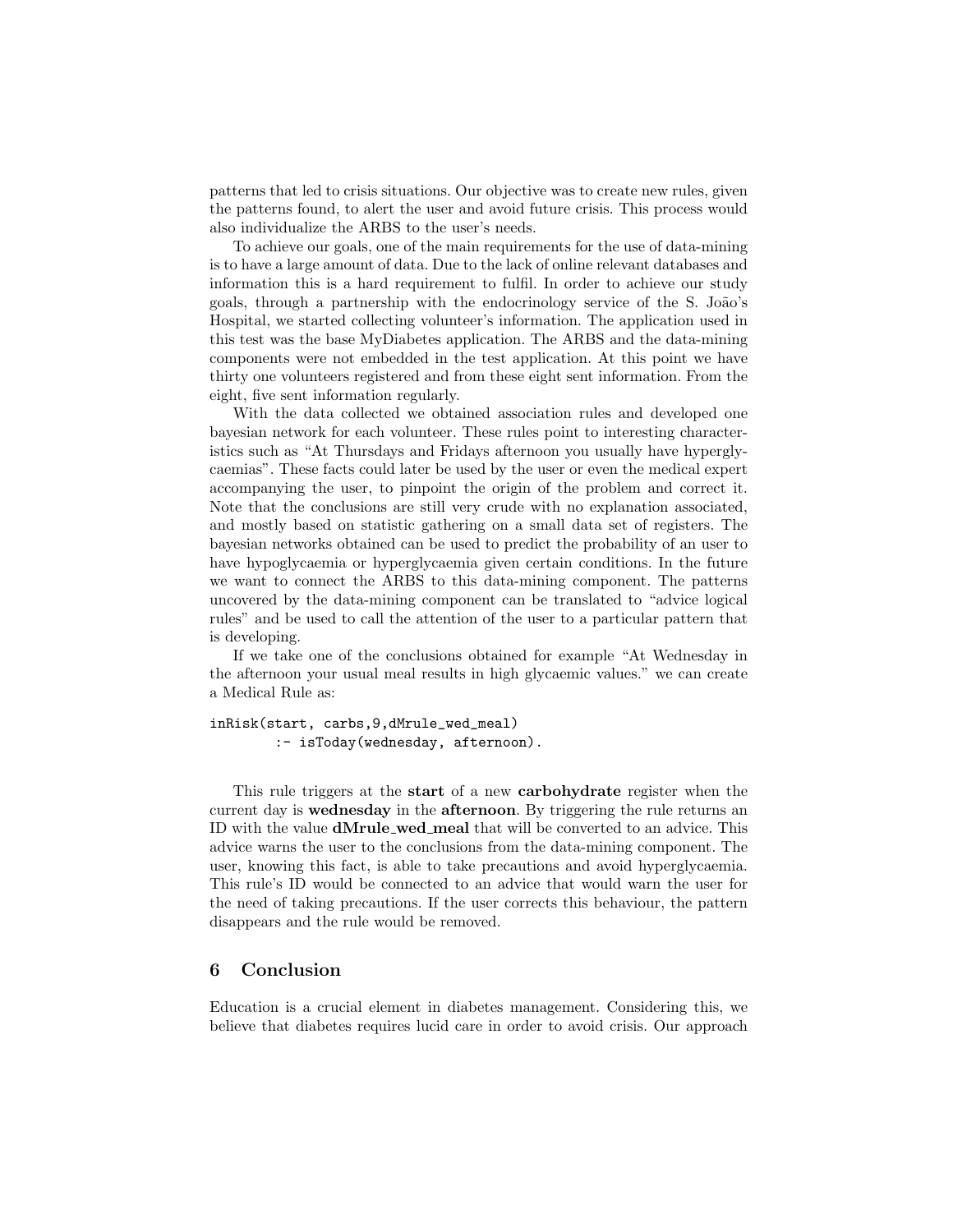patterns that led to crisis situations. Our objective was to create new rules, given the patterns found, to alert the user and avoid future crisis. This process would also individualize the ARBS to the user's needs.

To achieve our goals, one of the main requirements for the use of data-mining is to have a large amount of data. Due to the lack of online relevant databases and information this is a hard requirement to fulfil. In order to achieve our study goals, through a partnership with the endocrinology service of the S. João's Hospital, we started collecting volunteer's information. The application used in this test was the base MyDiabetes application. The ARBS and the data-mining components were not embedded in the test application. At this point we have thirty one volunteers registered and from these eight sent information. From the eight, five sent information regularly.

With the data collected we obtained association rules and developed one bayesian network for each volunteer. These rules point to interesting characteristics such as "At Thursdays and Fridays afternoon you usually have hyperglycaemias". These facts could later be used by the user or even the medical expert accompanying the user, to pinpoint the origin of the problem and correct it. Note that the conclusions are still very crude with no explanation associated, and mostly based on statistic gathering on a small data set of registers. The bayesian networks obtained can be used to predict the probability of an user to have hypoglycaemia or hyperglycaemia given certain conditions. In the future we want to connect the ARBS to this data-mining component. The patterns uncovered by the data-mining component can be translated to "advice logical rules" and be used to call the attention of the user to a particular pattern that is developing.

If we take one of the conclusions obtained for example "At Wednesday in the afternoon your usual meal results in high glycaemic values." we can create a Medical Rule as:

```
inRisk(start, carbs,9,dMrule_wed_meal)
        :- isToday(wednesday, afternoon).
```

This rule triggers at the **start** of a new **carbohydrate** register when the current day is **wednesday** in the **afternoon**. By triggering the rule returns an ID with the value **dMrule_wed_meal** that will be converted to an advice. This advice warns the user to the conclusions from the data-mining component. The user, knowing this fact, is able to take precautions and avoid hyperglycaemia. This rule's ID would be connected to an advice that would warn the user for the need of taking precautions. If the user corrects this behaviour, the pattern disappears and the rule would be removed.

## 6 Conclusion

Education is a crucial element in diabetes management. Considering this, we believe that diabetes requires lucid care in order to avoid crisis. Our approach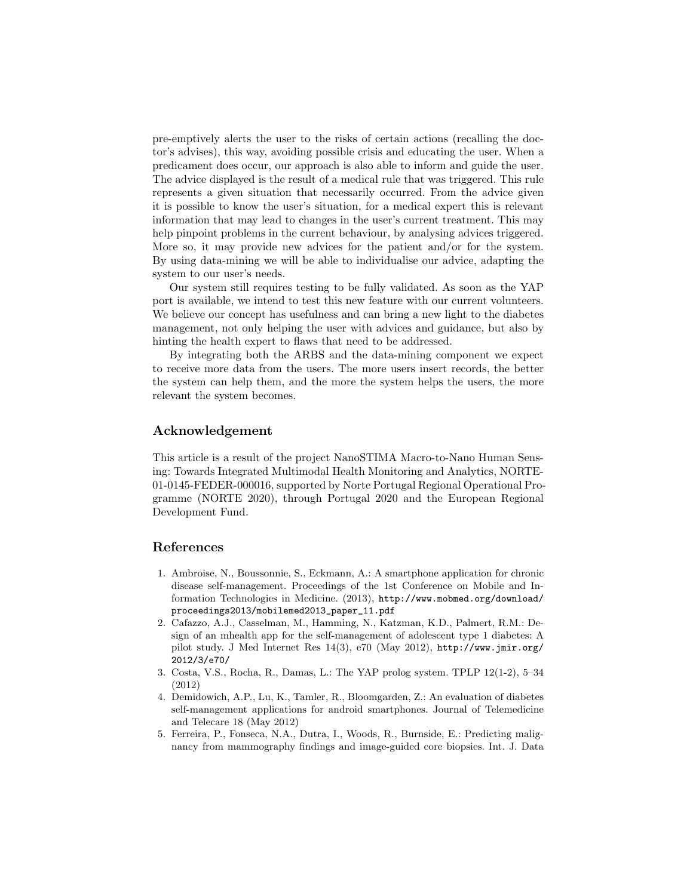pre-emptively alerts the user to the risks of certain actions (recalling the doctor's advises), this way, avoiding possible crisis and educating the user. When a predicament does occur, our approach is also able to inform and guide the user. The advice displayed is the result of a medical rule that was triggered. This rule represents a given situation that necessarily occurred. From the advice given it is possible to know the user's situation, for a medical expert this is relevant information that may lead to changes in the user's current treatment. This may help pinpoint problems in the current behaviour, by analysing advices triggered. More so, it may provide new advices for the patient and/or for the system. By using data-mining we will be able to individualise our advice, adapting the system to our user's needs.

Our system still requires testing to be fully validated. As soon as the YAP port is available, we intend to test this new feature with our current volunteers. We believe our concept has usefulness and can bring a new light to the diabetes management, not only helping the user with advices and guidance, but also by hinting the health expert to flaws that need to be addressed.

By integrating both the ARBS and the data-mining component we expect to receive more data from the users. The more users insert records, the better the system can help them, and the more the system helps the users, the more relevant the system becomes.

## Acknowledgement

This article is a result of the project NanoSTIMA Macro-to-Nano Human Sensing: Towards Integrated Multimodal Health Monitoring and Analytics, NORTE-01-0145-FEDER-000016, supported by Norte Portugal Regional Operational Programme (NORTE 2020), through Portugal 2020 and the European Regional Development Fund.

## References

1. Ambroise, N., Boussonnie, S., Eckmann, A.: A smartphone application for chronic disease self-management. Proceedings of the 1st Conference on Mobile and Information Technologies in Medicine. (2013), http://www.mobmed.org/download/proceedings2013/mobilemed2013_paper_11.pdf
2. Cafazzo, A.J., Casselman, M., Hamming, N., Katzman, K.D., Palmert, R.M.: Design of an mhealth app for the self-management of adolescent type 1 diabetes: A pilot study. J Med Internet Res 14(3), e70 (May 2012), http://www.jmir.org/2012/3/e70/
3. Costa, V.S., Rocha, R., Damas, L.: The YAP prolog system. TPLP 12(1-2), 5–34 (2012)
4. Demidowich, A.P., Lu, K., Tamler, R., Bloomgarden, Z.: An evaluation of diabetes self-management applications for android smartphones. Journal of Telemedicine and Telecare 18 (May 2012)
5. Ferreira, P., Fonseca, N.A., Dutra, I., Woods, R., Burnside, E.: Predicting malignancy from mammography findings and image-guided core biopsies. Int. J. Data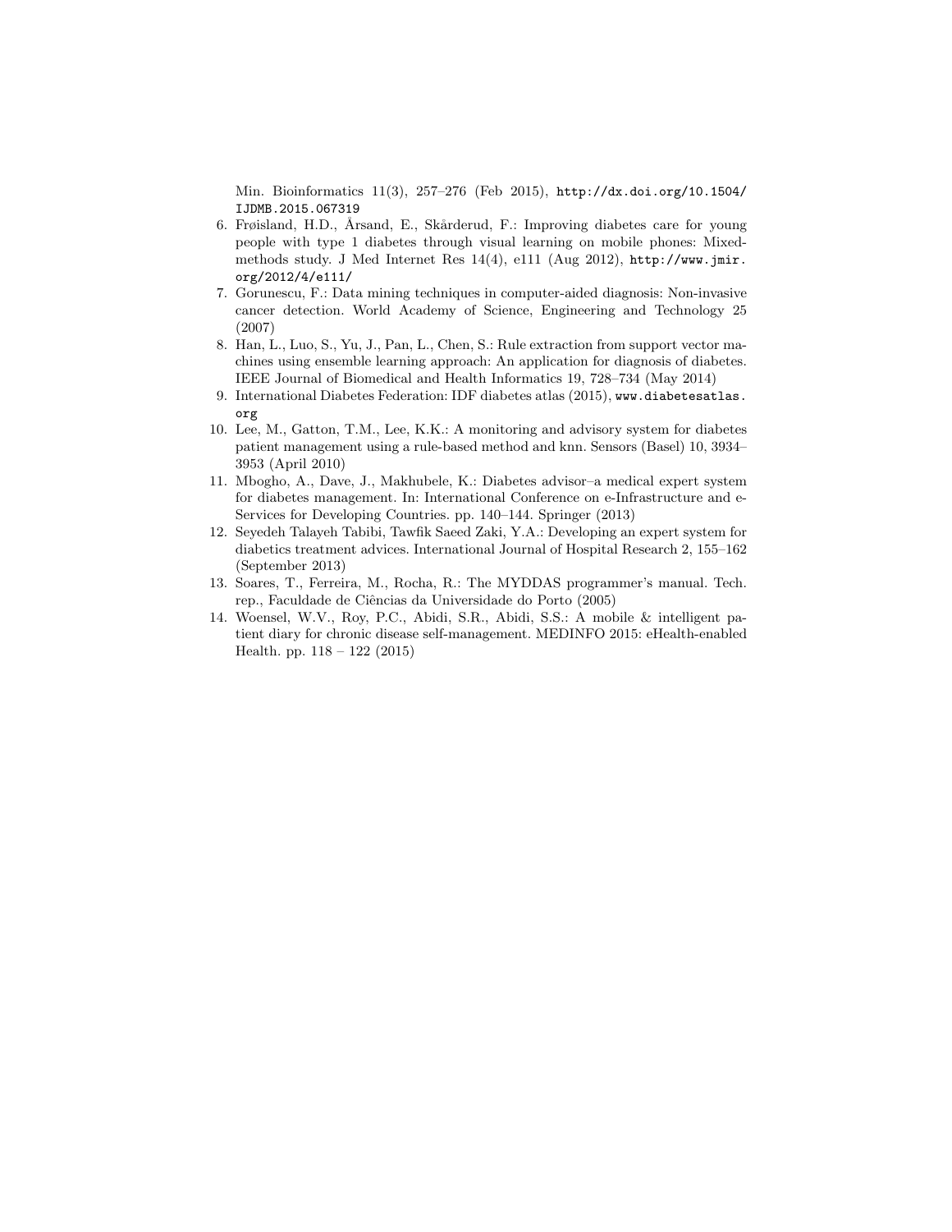Min. Bioinformatics 11(3), 257–276 (Feb 2015), http://dx.doi.org/10.1504/IJDMB.2015.067319

6. Frøisland, H.D., Årsand, E., Skårderud, F.: Improving diabetes care for young people with type 1 diabetes through visual learning on mobile phones: Mixed-methods study. J Med Internet Res 14(4), e111 (Aug 2012), http://www.jmir.org/2012/4/e111/
7. Gorunescu, F.: Data mining techniques in computer-aided diagnosis: Non-invasive cancer detection. World Academy of Science, Engineering and Technology 25 (2007)
8. Han, L., Luo, S., Yu, J., Pan, L., Chen, S.: Rule extraction from support vector machines using ensemble learning approach: An application for diagnosis of diabetes. IEEE Journal of Biomedical and Health Informatics 19, 728–734 (May 2014)
9. International Diabetes Federation: IDF diabetes atlas (2015), www.diabetesatlas.org
10. Lee, M., Gatton, T.M., Lee, K.K.: A monitoring and advisory system for diabetes patient management using a rule-based method and knn. Sensors (Basel) 10, 3934–3953 (April 2010)
11. Mbogho, A., Dave, J., Makhubele, K.: Diabetes advisor–a medical expert system for diabetes management. In: International Conference on e-Infrastructure and e-Services for Developing Countries. pp. 140–144. Springer (2013)
12. Seyedeh Talayeh Tabibi, Tawfik Saeed Zaki, Y.A.: Developing an expert system for diabetics treatment advices. International Journal of Hospital Research 2, 155–162 (September 2013)
13. Soares, T., Ferreira, M., Rocha, R.: The MYDDAS programmer's manual. Tech. rep., Faculdade de Ciências da Universidade do Porto (2005)
14. Woensel, W.V., Roy, P.C., Abidi, S.R., Abidi, S.S.: A mobile & intelligent patient diary for chronic disease self-management. MEDINFO 2015: eHealth-enabled Health. pp. 118 – 122 (2015)